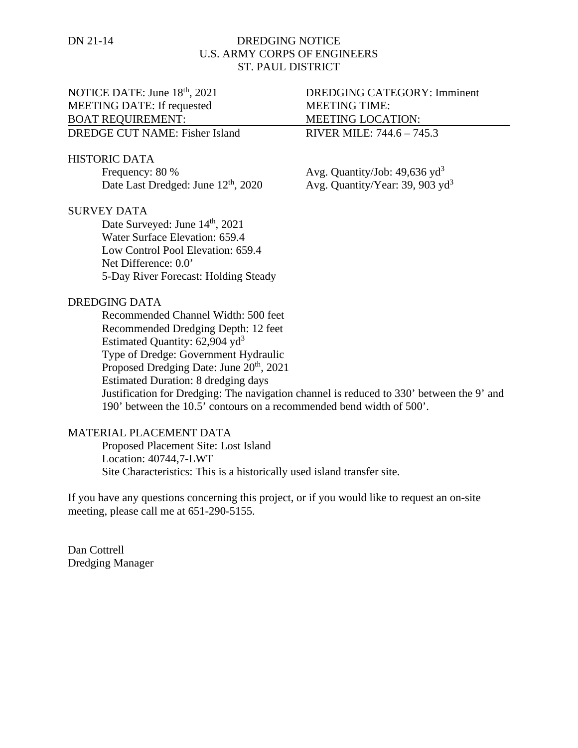DN 21-14

# DREDGING NOTICE
## U.S. ARMY CORPS OF ENGINEERS
## ST. PAUL DISTRICT

NOTICE DATE: June 18th, 2021
DREDGING CATEGORY: Imminent
MEETING DATE: If requested
MEETING TIME:
BOAT REQUIREMENT:
MEETING LOCATION:
DREDGE CUT NAME: Fisher Island
RIVER MILE: 744.6 – 745.3

HISTORIC DATA

Frequency: 80 %
Avg. Quantity/Job: 49,636 $yd^3$
Date Last Dredged: June 12th, 2020
Avg. Quantity/Year: 39, 903 $yd^3$

SURVEY DATA

Date Surveyed: June 14th, 2021
Water Surface Elevation: 659.4
Low Control Pool Elevation: 659.4
Net Difference: 0.0'
5-Day River Forecast: Holding Steady

DREDGING DATA

Recommended Channel Width: 500 feet
Recommended Dredging Depth: 12 feet
Estimated Quantity: 62,904 $yd^3$
Type of Dredge: Government Hydraulic
Proposed Dredging Date: June 20th, 2021
Estimated Duration: 8 dredging days
Justification for Dredging: The navigation channel is reduced to 330' between the 9' and 190' between the 10.5' contours on a recommended bend width of 500'.

MATERIAL PLACEMENT DATA

Proposed Placement Site: Lost Island
Location: 40744,7-LWT
Site Characteristics: This is a historically used island transfer site.

If you have any questions concerning this project, or if you would like to request an on-site meeting, please call me at 651-290-5155.

Dan Cottrell
Dredging Manager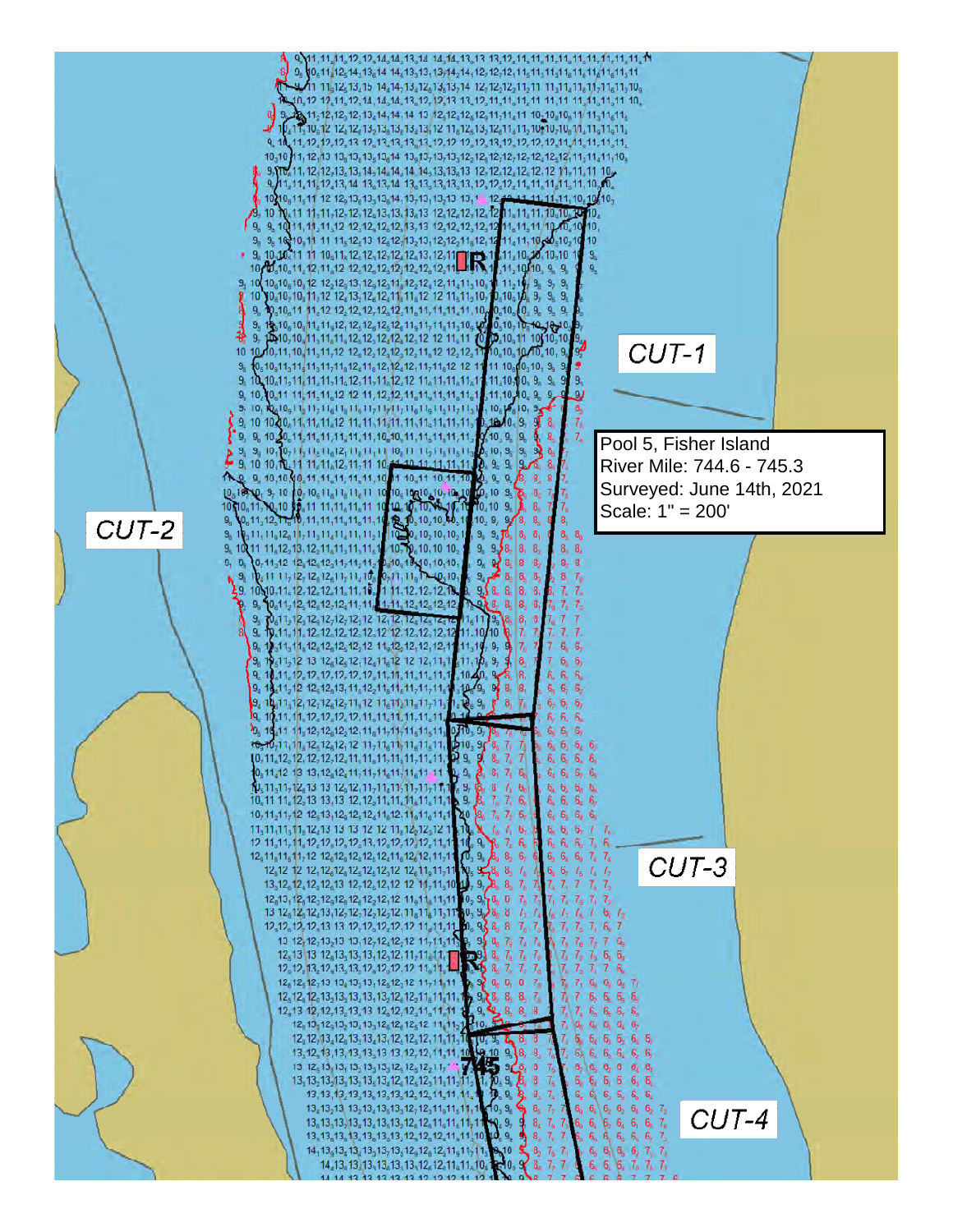CUT-1

Pool 5, Fisher Island
River Mile: 744.6 - 745.3
Surveyed: June 14th, 2021
Scale: 1" = 200'

CUT-2

CUT-3

CUT-4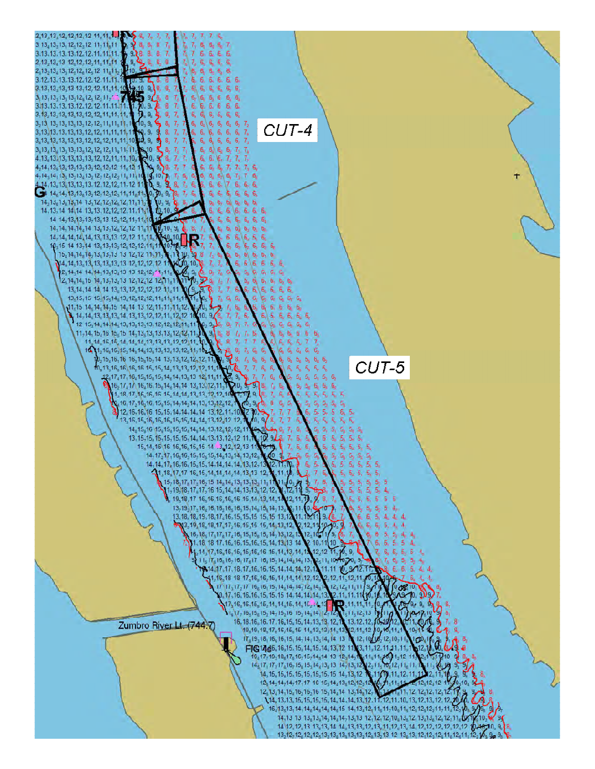CUT-4

CUT-5

745

Zumbro River Lt. (744.7)

FIG 4a